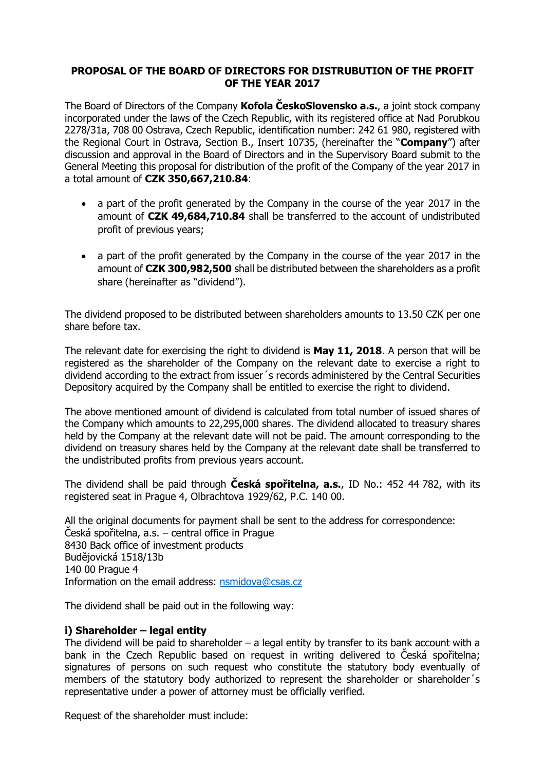**PROPOSAL OF THE BOARD OF DIRECTORS FOR DISTRUBUTION OF THE PROFIT OF THE YEAR 2017**

The Board of Directors of the Company **Kofola ČeskoSlovensko a.s.**, a joint stock company incorporated under the laws of the Czech Republic, with its registered office at Nad Porubkou 2278/31a, 708 00 Ostrava, Czech Republic, identification number: 242 61 980, registered with the Regional Court in Ostrava, Section B., Insert 10735, (hereinafter the "**Company**") after discussion and approval in the Board of Directors and in the Supervisory Board submit to the General Meeting this proposal for distribution of the profit of the Company of the year 2017 in a total amount of **CZK 350,667,210.84**:

- a part of the profit generated by the Company in the course of the year 2017 in the amount of **CZK 49,684,710.84** shall be transferred to the account of undistributed profit of previous years;
- a part of the profit generated by the Company in the course of the year 2017 in the amount of **CZK 300,982,500** shall be distributed between the shareholders as a profit share (hereinafter as "dividend").

The dividend proposed to be distributed between shareholders amounts to 13.50 CZK per one share before tax.

The relevant date for exercising the right to dividend is **May 11, 2018**. A person that will be registered as the shareholder of the Company on the relevant date to exercise a right to dividend according to the extract from issuer´s records administered by the Central Securities Depository acquired by the Company shall be entitled to exercise the right to dividend.

The above mentioned amount of dividend is calculated from total number of issued shares of the Company which amounts to 22,295,000 shares. The dividend allocated to treasury shares held by the Company at the relevant date will not be paid. The amount corresponding to the dividend on treasury shares held by the Company at the relevant date shall be transferred to the undistributed profits from previous years account.

The dividend shall be paid through **Česká spořitelna, a.s.**, ID No.: 452 44 782, with its registered seat in Prague 4, Olbrachtova 1929/62, P.C. 140 00.

All the original documents for payment shall be sent to the address for correspondence:
Česká spořitelna, a.s. – central office in Prague
8430 Back office of investment products
Budějovická 1518/13b
140 00 Prague 4
Information on the email address: nsmidova@csas.cz

The dividend shall be paid out in the following way:

**i) Shareholder – legal entity**

The dividend will be paid to shareholder – a legal entity by transfer to its bank account with a bank in the Czech Republic based on request in writing delivered to Česká spořitelna; signatures of persons on such request who constitute the statutory body eventually of members of the statutory body authorized to represent the shareholder or shareholder´s representative under a power of attorney must be officially verified.

Request of the shareholder must include: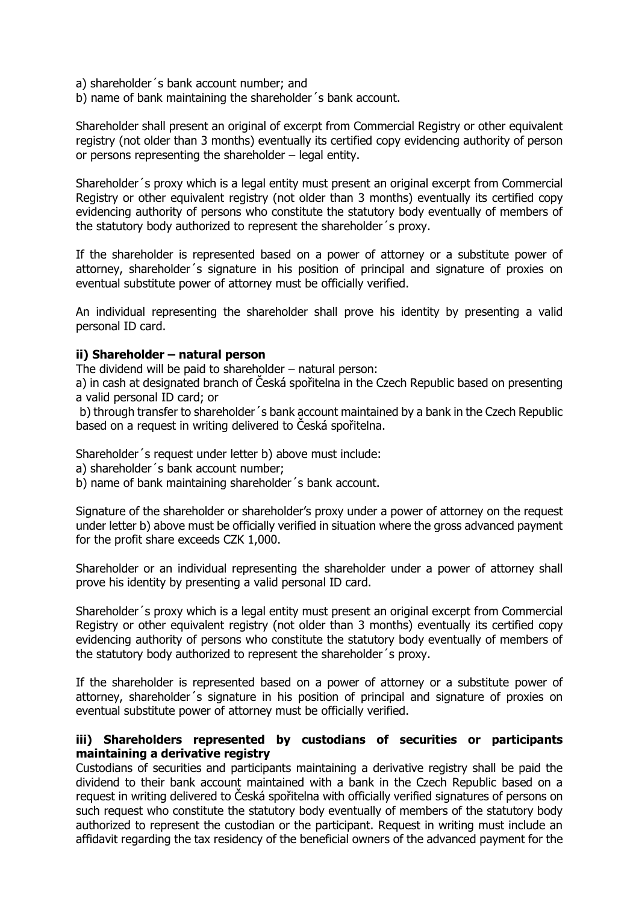a) shareholder´s bank account number; and
b) name of bank maintaining the shareholder´s bank account.

Shareholder shall present an original of excerpt from Commercial Registry or other equivalent registry (not older than 3 months) eventually its certified copy evidencing authority of person or persons representing the shareholder – legal entity.

Shareholder´s proxy which is a legal entity must present an original excerpt from Commercial Registry or other equivalent registry (not older than 3 months) eventually its certified copy evidencing authority of persons who constitute the statutory body eventually of members of the statutory body authorized to represent the shareholder´s proxy.

If the shareholder is represented based on a power of attorney or a substitute power of attorney, shareholder´s signature in his position of principal and signature of proxies on eventual substitute power of attorney must be officially verified.

An individual representing the shareholder shall prove his identity by presenting a valid personal ID card.

**ii) Shareholder – natural person**

The dividend will be paid to shareholder – natural person:
a) in cash at designated branch of Česká spořitelna in the Czech Republic based on presenting a valid personal ID card; or
b) through transfer to shareholder´s bank account maintained by a bank in the Czech Republic based on a request in writing delivered to Česká spořitelna.

Shareholder´s request under letter b) above must include:
a) shareholder´s bank account number;
b) name of bank maintaining shareholder´s bank account.

Signature of the shareholder or shareholder's proxy under a power of attorney on the request under letter b) above must be officially verified in situation where the gross advanced payment for the profit share exceeds CZK 1,000.

Shareholder or an individual representing the shareholder under a power of attorney shall prove his identity by presenting a valid personal ID card.

Shareholder´s proxy which is a legal entity must present an original excerpt from Commercial Registry or other equivalent registry (not older than 3 months) eventually its certified copy evidencing authority of persons who constitute the statutory body eventually of members of the statutory body authorized to represent the shareholder´s proxy.

If the shareholder is represented based on a power of attorney or a substitute power of attorney, shareholder´s signature in his position of principal and signature of proxies on eventual substitute power of attorney must be officially verified.

**iii) Shareholders represented by custodians of securities or participants maintaining a derivative registry**

Custodians of securities and participants maintaining a derivative registry shall be paid the dividend to their bank account maintained with a bank in the Czech Republic based on a request in writing delivered to Česká spořitelna with officially verified signatures of persons on such request who constitute the statutory body eventually of members of the statutory body authorized to represent the custodian or the participant. Request in writing must include an affidavit regarding the tax residency of the beneficial owners of the advanced payment for the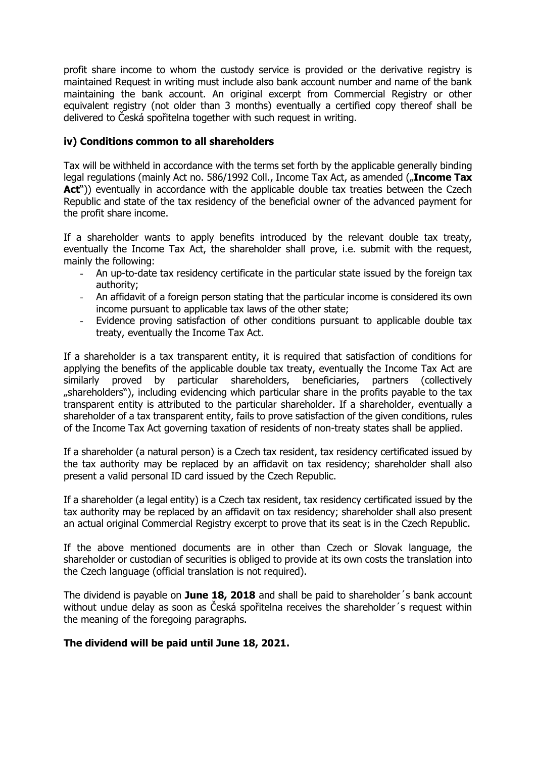profit share income to whom the custody service is provided or the derivative registry is maintained Request in writing must include also bank account number and name of the bank maintaining the bank account. An original excerpt from Commercial Registry or other equivalent registry (not older than 3 months) eventually a certified copy thereof shall be delivered to Česká spořitelna together with such request in writing.

### iv) Conditions common to all shareholders

Tax will be withheld in accordance with the terms set forth by the applicable generally binding legal regulations (mainly Act no. 586/1992 Coll., Income Tax Act, as amended („**Income Tax Act**")) eventually in accordance with the applicable double tax treaties between the Czech Republic and state of the tax residency of the beneficial owner of the advanced payment for the profit share income.

If a shareholder wants to apply benefits introduced by the relevant double tax treaty, eventually the Income Tax Act, the shareholder shall prove, i.e. submit with the request, mainly the following:

- An up-to-date tax residency certificate in the particular state issued by the foreign tax authority;
- An affidavit of a foreign person stating that the particular income is considered its own income pursuant to applicable tax laws of the other state;
- Evidence proving satisfaction of other conditions pursuant to applicable double tax treaty, eventually the Income Tax Act.

If a shareholder is a tax transparent entity, it is required that satisfaction of conditions for applying the benefits of the applicable double tax treaty, eventually the Income Tax Act are similarly proved by particular shareholders, beneficiaries, partners (collectively „shareholders"), including evidencing which particular share in the profits payable to the tax transparent entity is attributed to the particular shareholder. If a shareholder, eventually a shareholder of a tax transparent entity, fails to prove satisfaction of the given conditions, rules of the Income Tax Act governing taxation of residents of non-treaty states shall be applied.

If a shareholder (a natural person) is a Czech tax resident, tax residency certificated issued by the tax authority may be replaced by an affidavit on tax residency; shareholder shall also present a valid personal ID card issued by the Czech Republic.

If a shareholder (a legal entity) is a Czech tax resident, tax residency certificated issued by the tax authority may be replaced by an affidavit on tax residency; shareholder shall also present an actual original Commercial Registry excerpt to prove that its seat is in the Czech Republic.

If the above mentioned documents are in other than Czech or Slovak language, the shareholder or custodian of securities is obliged to provide at its own costs the translation into the Czech language (official translation is not required).

The dividend is payable on **June 18, 2018** and shall be paid to shareholder´s bank account without undue delay as soon as Česká spořitelna receives the shareholder´s request within the meaning of the foregoing paragraphs.

**The dividend will be paid until June 18, 2021.**